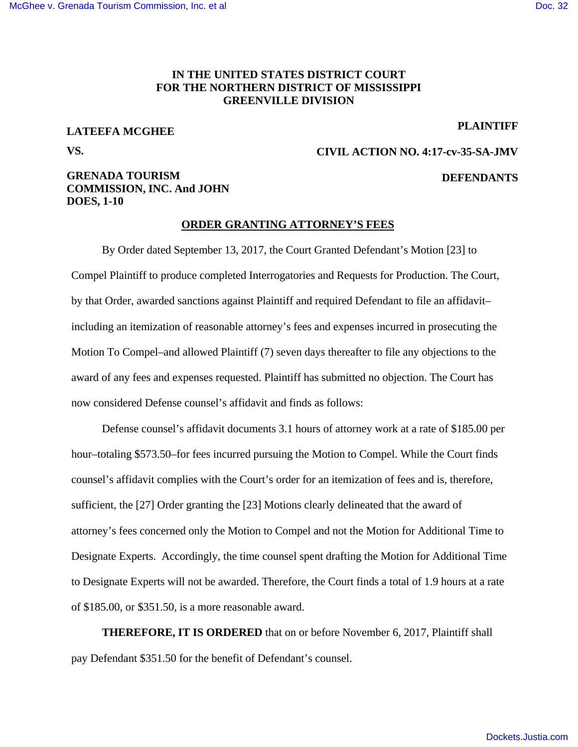**IN THE UNITED STATES DISTRICT COURT**
**FOR THE NORTHERN DISTRICT OF MISSISSIPPI**
**GREENVILLE DIVISION**

**LATEEFA MCGHEE** **PLAINTIFF**

**VS.** **CIVIL ACTION NO. 4:17-cv-35-SA-JMV**

**GRENADA TOURISM COMMISSION, INC. And JOHN DOES, 1-10** **DEFENDANTS**

**ORDER GRANTING ATTORNEY'S FEES**

By Order dated September 13, 2017, the Court Granted Defendant's Motion [23] to Compel Plaintiff to produce completed Interrogatories and Requests for Production. The Court, by that Order, awarded sanctions against Plaintiff and required Defendant to file an affidavit–including an itemization of reasonable attorney's fees and expenses incurred in prosecuting the Motion To Compel–and allowed Plaintiff (7) seven days thereafter to file any objections to the award of any fees and expenses requested. Plaintiff has submitted no objection. The Court has now considered Defense counsel's affidavit and finds as follows:

Defense counsel's affidavit documents 3.1 hours of attorney work at a rate of $185.00 per hour–totaling $573.50–for fees incurred pursuing the Motion to Compel. While the Court finds counsel's affidavit complies with the Court's order for an itemization of fees and is, therefore, sufficient, the [27] Order granting the [23] Motions clearly delineated that the award of attorney's fees concerned only the Motion to Compel and not the Motion for Additional Time to Designate Experts. Accordingly, the time counsel spent drafting the Motion for Additional Time to Designate Experts will not be awarded. Therefore, the Court finds a total of 1.9 hours at a rate of $185.00, or $351.50, is a more reasonable award.

**THEREFORE, IT IS ORDERED** that on or before November 6, 2017, Plaintiff shall pay Defendant $351.50 for the benefit of Defendant's counsel.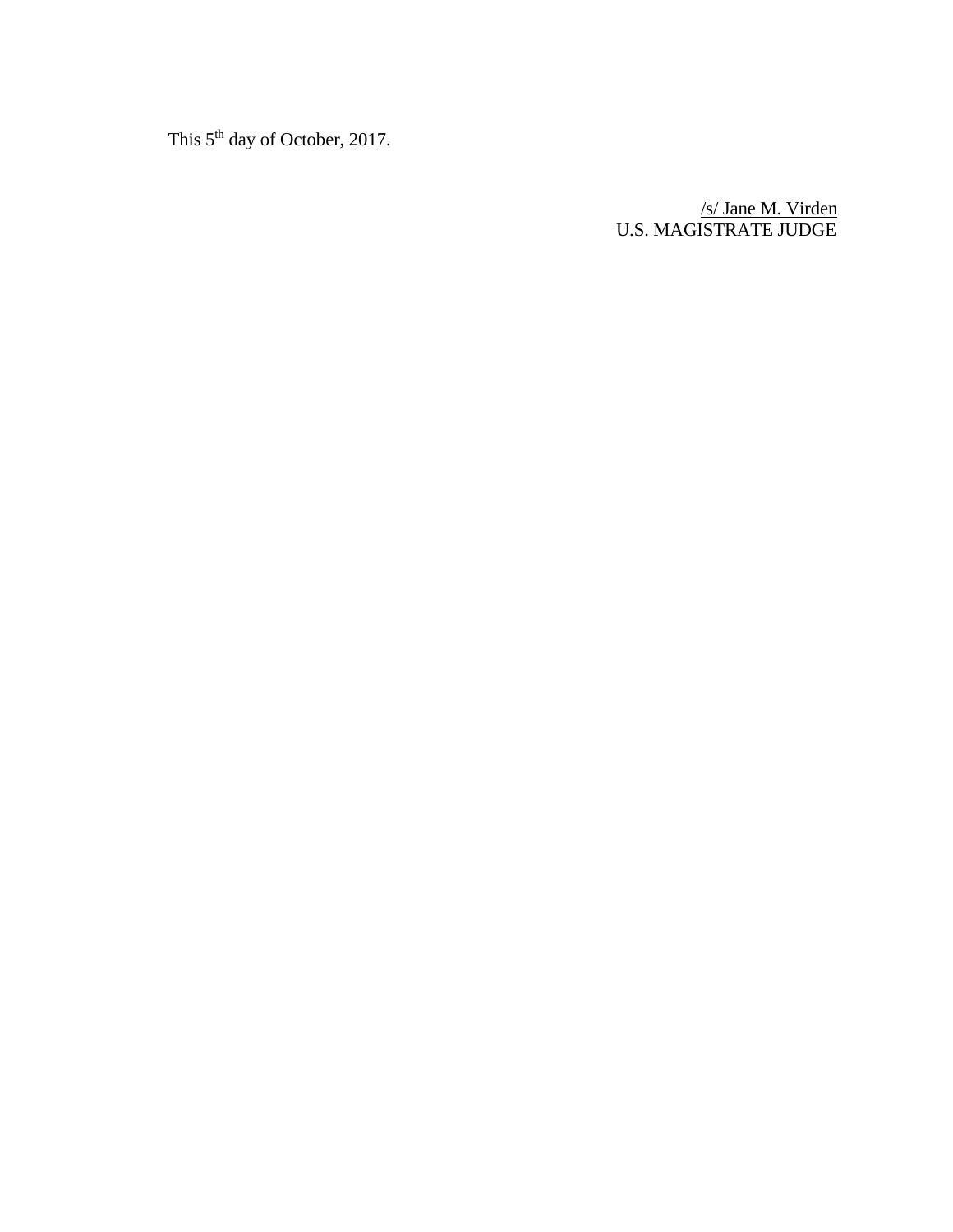This 5th day of October, 2017.

/s/ Jane M. Virden
U.S. MAGISTRATE JUDGE